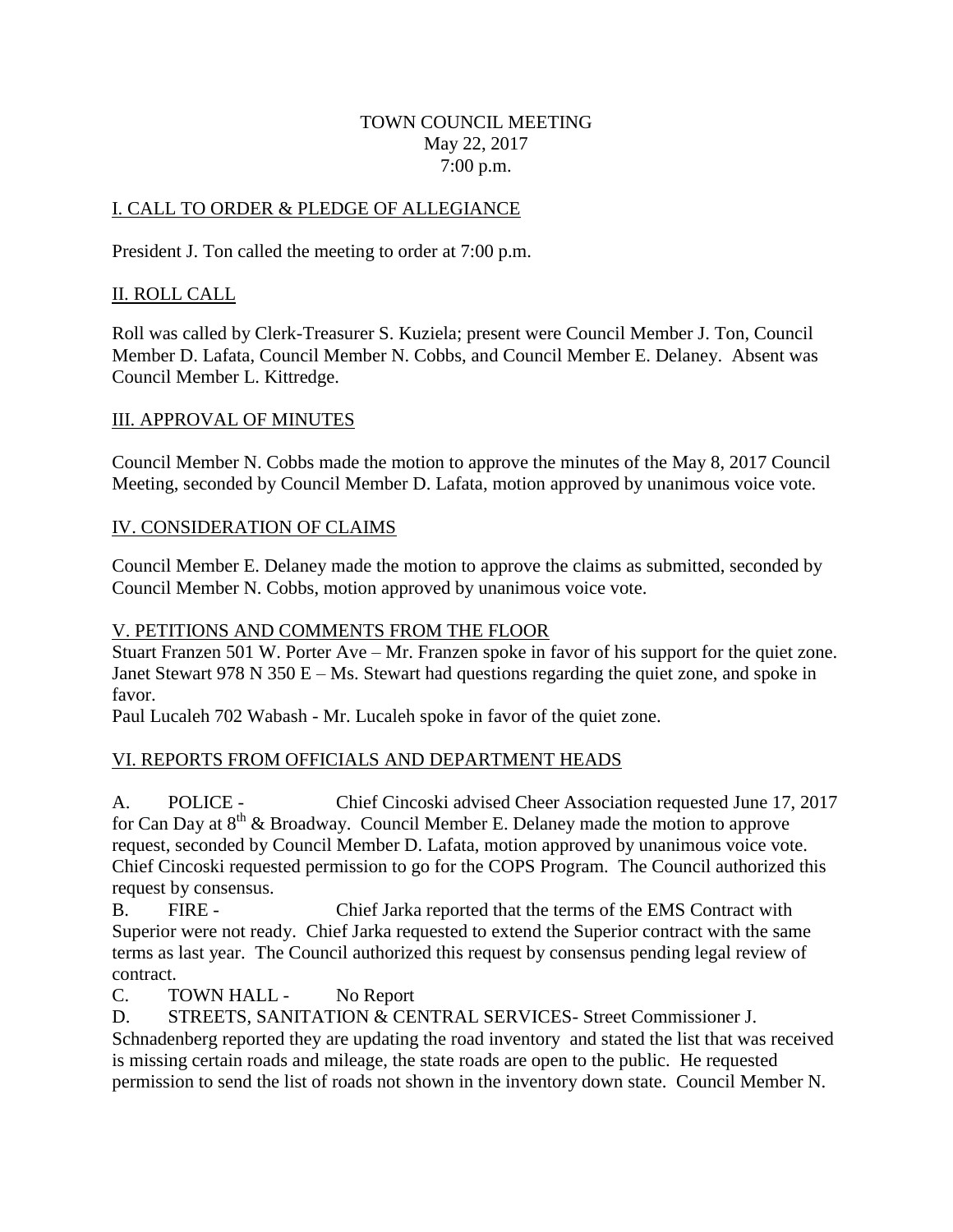TOWN COUNCIL MEETING
May 22, 2017
7:00 p.m.

## I. CALL TO ORDER & PLEDGE OF ALLEGIANCE

President J. Ton called the meeting to order at 7:00 p.m.

## II. ROLL CALL

Roll was called by Clerk-Treasurer S. Kuziela; present were Council Member J. Ton, Council Member D. Lafata, Council Member N. Cobbs, and Council Member E. Delaney. Absent was Council Member L. Kittredge.

## III. APPROVAL OF MINUTES

Council Member N. Cobbs made the motion to approve the minutes of the May 8, 2017 Council Meeting, seconded by Council Member D. Lafata, motion approved by unanimous voice vote.

## IV. CONSIDERATION OF CLAIMS

Council Member E. Delaney made the motion to approve the claims as submitted, seconded by Council Member N. Cobbs, motion approved by unanimous voice vote.

## V. PETITIONS AND COMMENTS FROM THE FLOOR

Stuart Franzen 501 W. Porter Ave – Mr. Franzen spoke in favor of his support for the quiet zone.
Janet Stewart 978 N 350 E – Ms. Stewart had questions regarding the quiet zone, and spoke in favor.
Paul Lucaleh 702 Wabash - Mr. Lucaleh spoke in favor of the quiet zone.

## VI. REPORTS FROM OFFICIALS AND DEPARTMENT HEADS

A. POLICE - Chief Cincoski advised Cheer Association requested June 17, 2017 for Can Day at 8th & Broadway. Council Member E. Delaney made the motion to approve request, seconded by Council Member D. Lafata, motion approved by unanimous voice vote. Chief Cincoski requested permission to go for the COPS Program. The Council authorized this request by consensus.

B. FIRE - Chief Jarka reported that the terms of the EMS Contract with Superior were not ready. Chief Jarka requested to extend the Superior contract with the same terms as last year. The Council authorized this request by consensus pending legal review of contract.

C. TOWN HALL - No Report

D. STREETS, SANITATION & CENTRAL SERVICES- Street Commissioner J. Schnadenberg reported they are updating the road inventory and stated the list that was received is missing certain roads and mileage, the state roads are open to the public. He requested permission to send the list of roads not shown in the inventory down state. Council Member N.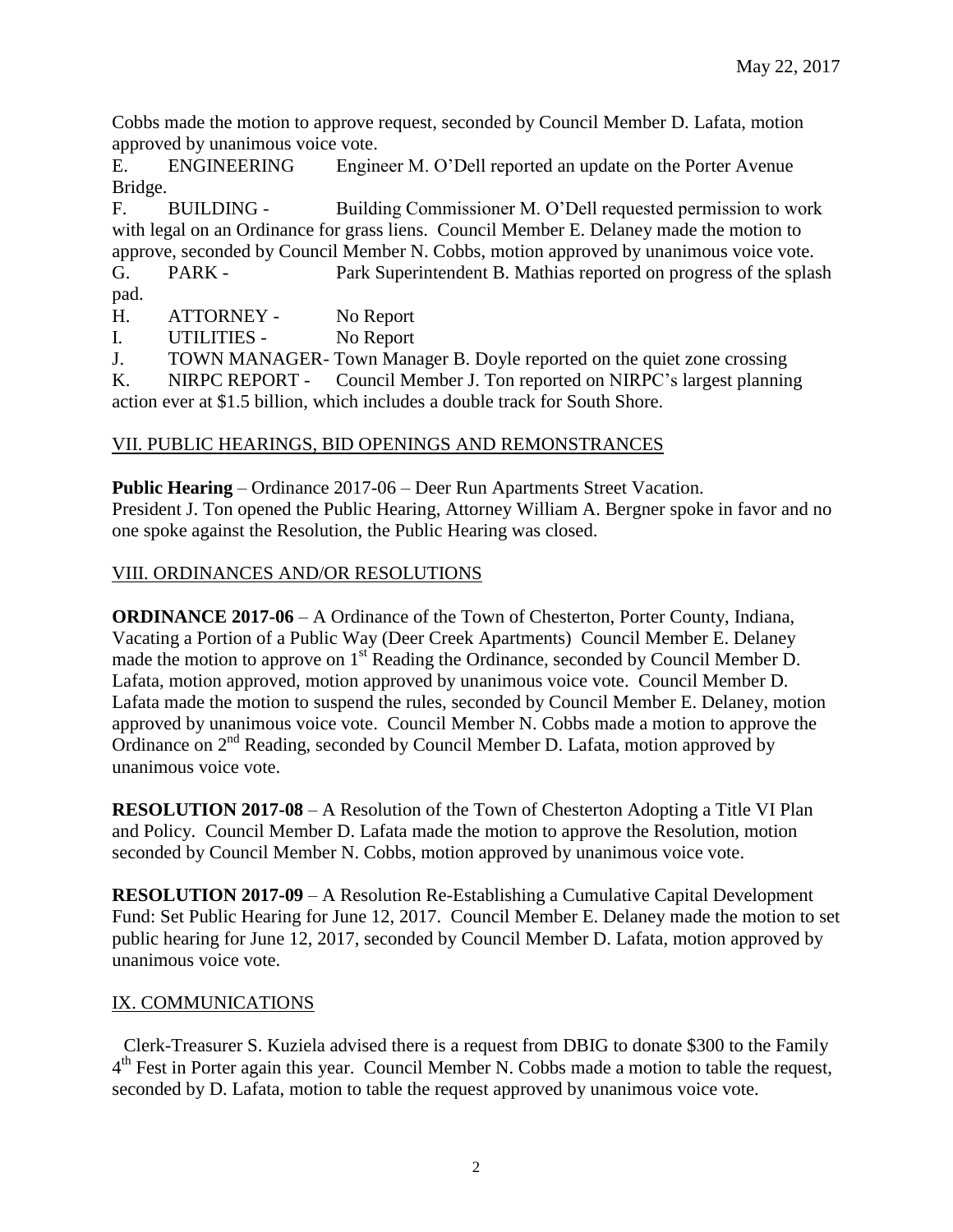Cobbs made the motion to approve request, seconded by Council Member D. Lafata, motion approved by unanimous voice vote.

E. ENGINEERING Engineer M. O'Dell reported an update on the Porter Avenue Bridge.

F. BUILDING - Building Commissioner M. O'Dell requested permission to work with legal on an Ordinance for grass liens. Council Member E. Delaney made the motion to approve, seconded by Council Member N. Cobbs, motion approved by unanimous voice vote.

G. PARK - Park Superintendent B. Mathias reported on progress of the splash pad.

H. ATTORNEY - No Report

I. UTILITIES - No Report

J. TOWN MANAGER- Town Manager B. Doyle reported on the quiet zone crossing

K. NIRPC REPORT - Council Member J. Ton reported on NIRPC's largest planning action ever at $1.5 billion, which includes a double track for South Shore.

## VII. PUBLIC HEARINGS, BID OPENINGS AND REMONSTRANCES

**Public Hearing** – Ordinance 2017-06 – Deer Run Apartments Street Vacation. President J. Ton opened the Public Hearing, Attorney William A. Bergner spoke in favor and no one spoke against the Resolution, the Public Hearing was closed.

## VIII. ORDINANCES AND/OR RESOLUTIONS

**ORDINANCE 2017-06** – A Ordinance of the Town of Chesterton, Porter County, Indiana, Vacating a Portion of a Public Way (Deer Creek Apartments) Council Member E. Delaney made the motion to approve on 1st Reading the Ordinance, seconded by Council Member D. Lafata, motion approved, motion approved by unanimous voice vote. Council Member D. Lafata made the motion to suspend the rules, seconded by Council Member E. Delaney, motion approved by unanimous voice vote. Council Member N. Cobbs made a motion to approve the Ordinance on 2nd Reading, seconded by Council Member D. Lafata, motion approved by unanimous voice vote.

**RESOLUTION 2017-08** – A Resolution of the Town of Chesterton Adopting a Title VI Plan and Policy. Council Member D. Lafata made the motion to approve the Resolution, motion seconded by Council Member N. Cobbs, motion approved by unanimous voice vote.

**RESOLUTION 2017-09** – A Resolution Re-Establishing a Cumulative Capital Development Fund: Set Public Hearing for June 12, 2017. Council Member E. Delaney made the motion to set public hearing for June 12, 2017, seconded by Council Member D. Lafata, motion approved by unanimous voice vote.

## IX. COMMUNICATIONS

Clerk-Treasurer S. Kuziela advised there is a request from DBIG to donate $300 to the Family 4th Fest in Porter again this year. Council Member N. Cobbs made a motion to table the request, seconded by D. Lafata, motion to table the request approved by unanimous voice vote.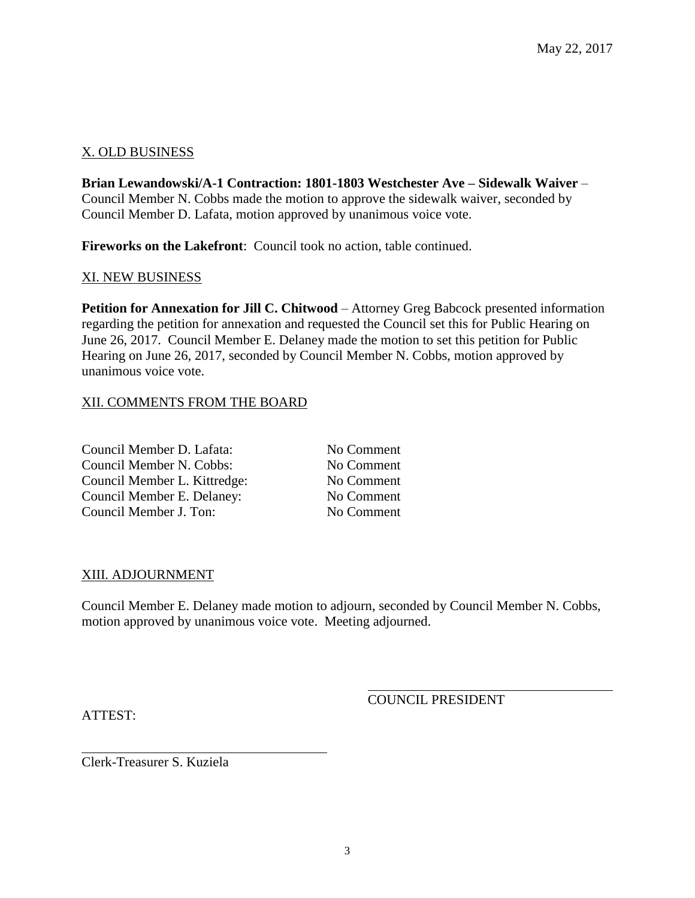May 22, 2017

## X. OLD BUSINESS

**Brian Lewandowski/A-1 Contraction: 1801-1803 Westchester Ave – Sidewalk Waiver** – Council Member N. Cobbs made the motion to approve the sidewalk waiver, seconded by Council Member D. Lafata, motion approved by unanimous voice vote.

**Fireworks on the Lakefront**: Council took no action, table continued.

## XI. NEW BUSINESS

**Petition for Annexation for Jill C. Chitwood** – Attorney Greg Babcock presented information regarding the petition for annexation and requested the Council set this for Public Hearing on June 26, 2017. Council Member E. Delaney made the motion to set this petition for Public Hearing on June 26, 2017, seconded by Council Member N. Cobbs, motion approved by unanimous voice vote.

## XII. COMMENTS FROM THE BOARD

| | |
|---|---|
| Council Member D. Lafata: | No Comment |
| Council Member N. Cobbs: | No Comment |
| Council Member L. Kittredge: | No Comment |
| Council Member E. Delaney: | No Comment |
| Council Member J. Ton: | No Comment |

## XIII. ADJOURNMENT

Council Member E. Delaney made motion to adjourn, seconded by Council Member N. Cobbs, motion approved by unanimous voice vote. Meeting adjourned.

COUNCIL PRESIDENT

ATTEST:

Clerk-Treasurer S. Kuziela